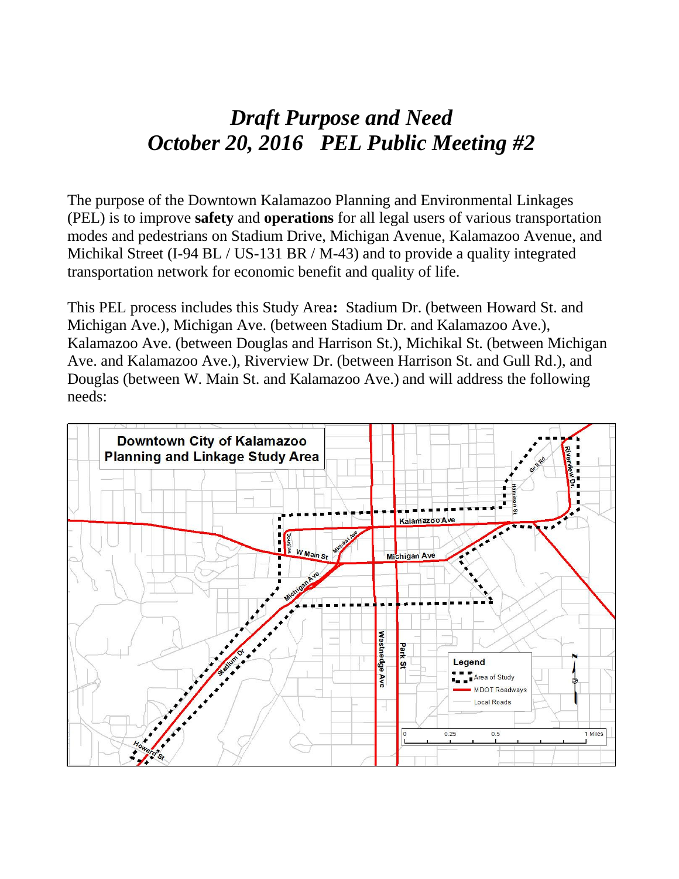# *Draft Purpose and Need*
# *October 20, 2016 PEL Public Meeting #2*

The purpose of the Downtown Kalamazoo Planning and Environmental Linkages (PEL) is to improve **safety** and **operations** for all legal users of various transportation modes and pedestrians on Stadium Drive, Michigan Avenue, Kalamazoo Avenue, and Michikal Street (I-94 BL / US-131 BR / M-43) and to provide a quality integrated transportation network for economic benefit and quality of life.

This PEL process includes this Study Area**:** Stadium Dr. (between Howard St. and Michigan Ave.), Michigan Ave. (between Stadium Dr. and Kalamazoo Ave.), Kalamazoo Ave. (between Douglas and Harrison St.), Michikal St. (between Michigan Ave. and Kalamazoo Ave.), Riverview Dr. (between Harrison St. and Gull Rd.), and Douglas (between W. Main St. and Kalamazoo Ave.) and will address the following needs: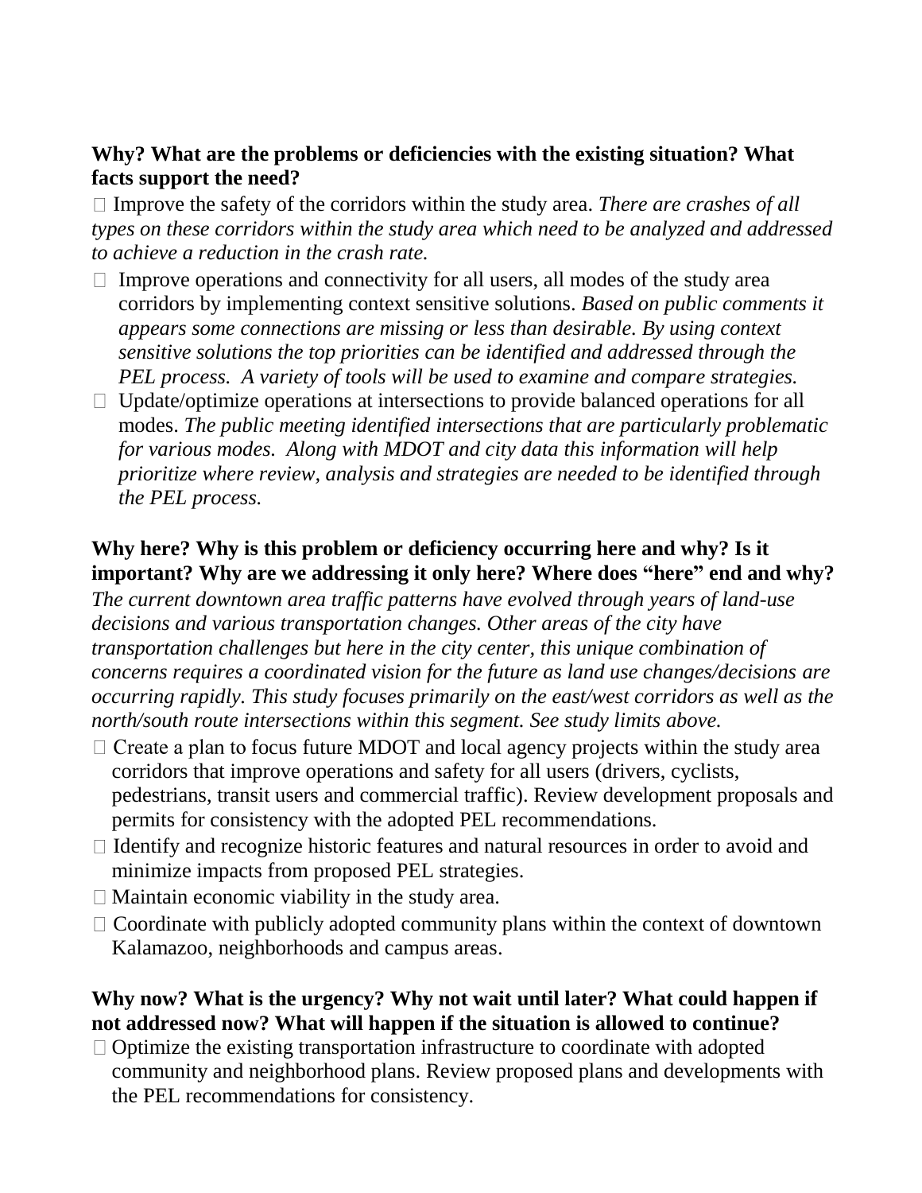**Why? What are the problems or deficiencies with the existing situation? What facts support the need?**

- Improve the safety of the corridors within the study area. *There are crashes of all types on these corridors within the study area which need to be analyzed and addressed to achieve a reduction in the crash rate.*
- Improve operations and connectivity for all users, all modes of the study area corridors by implementing context sensitive solutions. *Based on public comments it appears some connections are missing or less than desirable. By using context sensitive solutions the top priorities can be identified and addressed through the PEL process. A variety of tools will be used to examine and compare strategies.*
- Update/optimize operations at intersections to provide balanced operations for all modes. *The public meeting identified intersections that are particularly problematic for various modes. Along with MDOT and city data this information will help prioritize where review, analysis and strategies are needed to be identified through the PEL process.*

**Why here? Why is this problem or deficiency occurring here and why? Is it important? Why are we addressing it only here? Where does "here" end and why?**

*The current downtown area traffic patterns have evolved through years of land-use decisions and various transportation changes. Other areas of the city have transportation challenges but here in the city center, this unique combination of concerns requires a coordinated vision for the future as land use changes/decisions are occurring rapidly. This study focuses primarily on the east/west corridors as well as the north/south route intersections within this segment. See study limits above.*

- Create a plan to focus future MDOT and local agency projects within the study area corridors that improve operations and safety for all users (drivers, cyclists, pedestrians, transit users and commercial traffic). Review development proposals and permits for consistency with the adopted PEL recommendations.
- Identify and recognize historic features and natural resources in order to avoid and minimize impacts from proposed PEL strategies.
- Maintain economic viability in the study area.
- Coordinate with publicly adopted community plans within the context of downtown Kalamazoo, neighborhoods and campus areas.

**Why now? What is the urgency? Why not wait until later? What could happen if not addressed now? What will happen if the situation is allowed to continue?**

- Optimize the existing transportation infrastructure to coordinate with adopted community and neighborhood plans. Review proposed plans and developments with the PEL recommendations for consistency.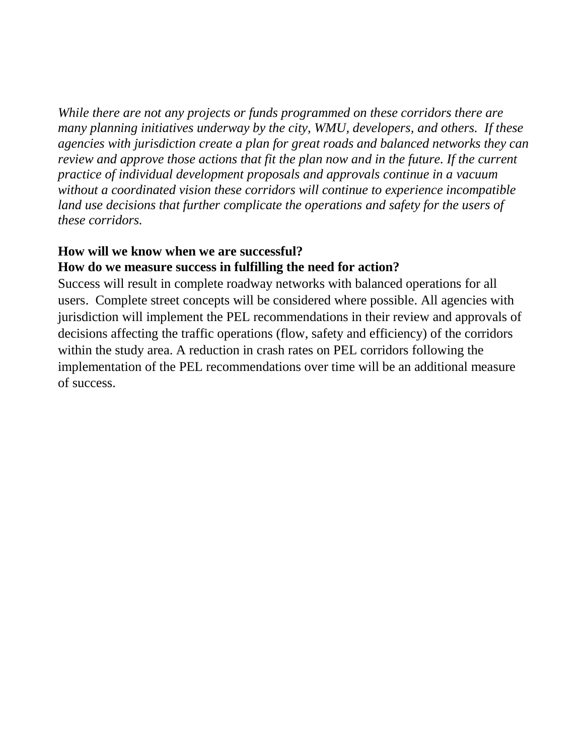*While there are not any projects or funds programmed on these corridors there are many planning initiatives underway by the city, WMU, developers, and others. If these agencies with jurisdiction create a plan for great roads and balanced networks they can review and approve those actions that fit the plan now and in the future. If the current practice of individual development proposals and approvals continue in a vacuum without a coordinated vision these corridors will continue to experience incompatible land use decisions that further complicate the operations and safety for the users of these corridors.*

**How will we know when we are successful?**
**How do we measure success in fulfilling the need for action?**

Success will result in complete roadway networks with balanced operations for all users. Complete street concepts will be considered where possible. All agencies with jurisdiction will implement the PEL recommendations in their review and approvals of decisions affecting the traffic operations (flow, safety and efficiency) of the corridors within the study area. A reduction in crash rates on PEL corridors following the implementation of the PEL recommendations over time will be an additional measure of success.